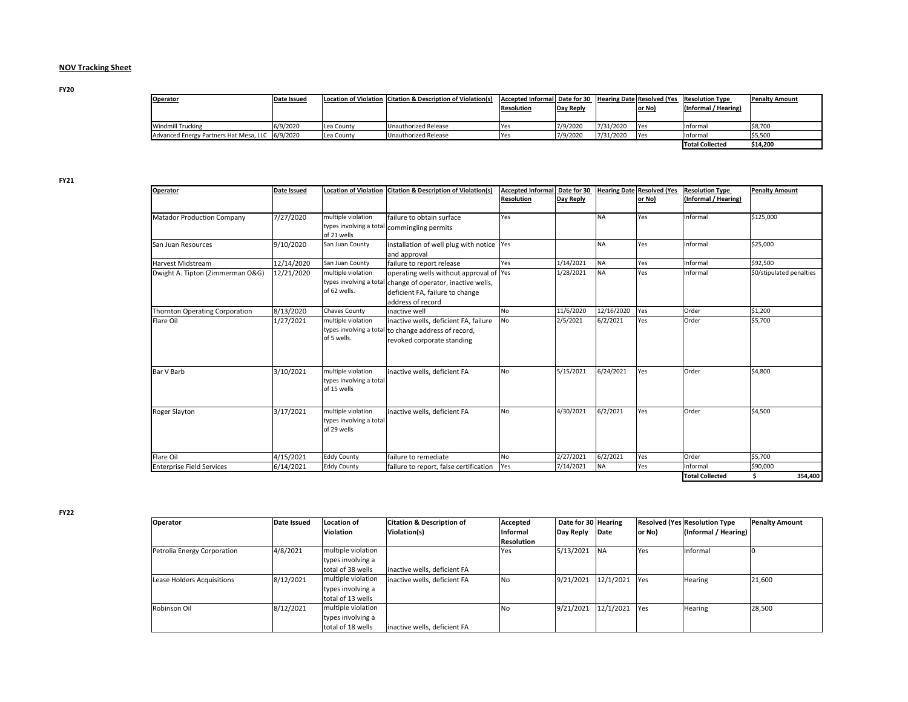**NOV Tracking Sheet**

**FY20**

| Operator | Date Issued | Location of Violation | Citation & Description of Violation(s) | Accepted Informal Resolution | Date for 30 Day Reply | Hearing Date | Resolved (Yes or No) | Resolution Type (Informal / Hearing) | Penalty Amount |
|---|---|---|---|---|---|---|---|---|---|
| Windmill Trucking | 6/9/2020 | Lea County | Unauthorized Release | Yes | 7/9/2020 | 7/31/2020 | Yes | Informal | $8,700 |
| Advanced Energy Partners Hat Mesa, LLC | 6/9/2020 | Lea County | Unauthorized Release | Yes | 7/9/2020 | 7/31/2020 | Yes | Informal | $5,500 |
| | | | | | | | | Total Collected | $14,200 |

**FY21**

| Operator | Date Issued | Location of Violation | Citation & Description of Violation(s) | Accepted Informal Resolution | Date for 30 Day Reply | Hearing Date | Resolved (Yes or No) | Resolution Type (Informal / Hearing) | Penalty Amount |
|---|---|---|---|---|---|---|---|---|---|
| Matador Production Company | 7/27/2020 | multiple violation types involving a total of 21 wells | failure to obtain surface commingling permits | Yes | | NA | Yes | Informal | $125,000 |
| San Juan Resources | 9/10/2020 | San Juan County | installation of well plug with notice and approval | Yes | | NA | Yes | Informal | $25,000 |
| Harvest Midstream | 12/14/2020 | San Juan County | failure to report release | Yes | 1/14/2021 | NA | Yes | Informal | $92,500 |
| Dwight A. Tipton (Zimmerman O&G) | 12/21/2020 | multiple violation types involving a total of 62 wells. | operating wells without approval of change of operator, inactive wells, deficient FA, failure to change address of record | Yes | 1/28/2021 | NA | Yes | Informal | $0/stipulated penalties |
| Thornton Operating Corporation | 8/13/2020 | Chaves County | inactive well | No | 11/6/2020 | 12/16/2020 | Yes | Order | $1,200 |
| Flare Oil | 1/27/2021 | multiple violation types involving a total of 5 wells. | inactive wells, deficient FA, failure to change address of record, revoked corporate standing | No | 2/5/2021 | 6/2/2021 | Yes | Order | $5,700 |
| Bar V Barb | 3/10/2021 | multiple violation types involving a total of 15 wells | inactive wells, deficient FA | No | 5/15/2021 | 6/24/2021 | Yes | Order | $4,800 |
| Roger Slayton | 3/17/2021 | multiple violation types involving a total of 29 wells | inactive wells, deficient FA | No | 4/30/2021 | 6/2/2021 | Yes | Order | $4,500 |
| Flare Oil | 4/15/2021 | Eddy County | failure to remediate | No | 2/27/2021 | 6/2/2021 | Yes | Order | $5,700 |
| Enterprise Field Services | 6/14/2021 | Eddy County | failure to report, false certification | Yes | 7/14/2021 | NA | Yes | Informal | $90,000 |
| | | | | | | | | Total Collected | $ 354,400 |

**FY22**

| Operator | Date Issued | Location of Violation | Citation & Description of Violation(s) | Accepted Informal Resolution | Date for 30 Day Reply | Hearing Date | Resolved (Yes or No) | Resolution Type (Informal / Hearing) | Penalty Amount |
|---|---|---|---|---|---|---|---|---|---|
| Petrolia Energy Corporation | 4/8/2021 | multiple violation types involving a total of 38 wells | inactive wells, deficient FA | Yes | 5/13/2021 | NA | Yes | Informal | 0 |
| Lease Holders Acquisitions | 8/12/2021 | multiple violation types involving a total of 13 wells | inactive wells, deficient FA | No | 9/21/2021 | 12/1/2021 | Yes | Hearing | 21,600 |
| Robinson Oil | 8/12/2021 | multiple violation types involving a total of 18 wells | inactive wells, deficient FA | No | 9/21/2021 | 12/1/2021 | Yes | Hearing | 28,500 |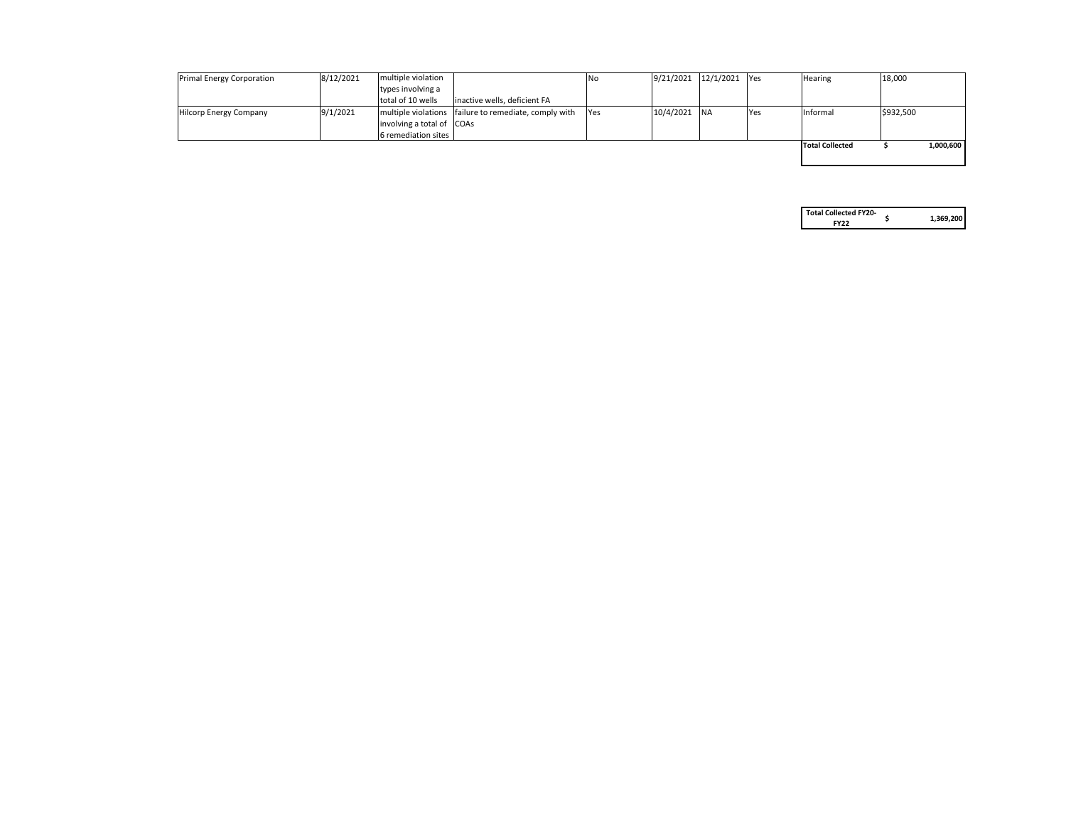| | | | | | | | | | |
|---|---|---|---|---|---|---|---|---|---|
| Primal Energy Corporation | 8/12/2021 | multiple violation types involving a total of 10 wells | inactive wells, deficient FA | No | 9/21/2021 | 12/1/2021 | Yes | Hearing | 18,000 |
| Hilcorp Energy Company | 9/1/2021 | multiple violations involving a total of 6 remediation sites | failure to remediate, comply with COAs | Yes | 10/4/2021 | NA | Yes | Informal | $932,500 |
| | | | | | | | | **Total Collected** | **$ 1,000,600** |

| | |
|---|---|
| **Total Collected FY20-FY22** | **$ 1,369,200** |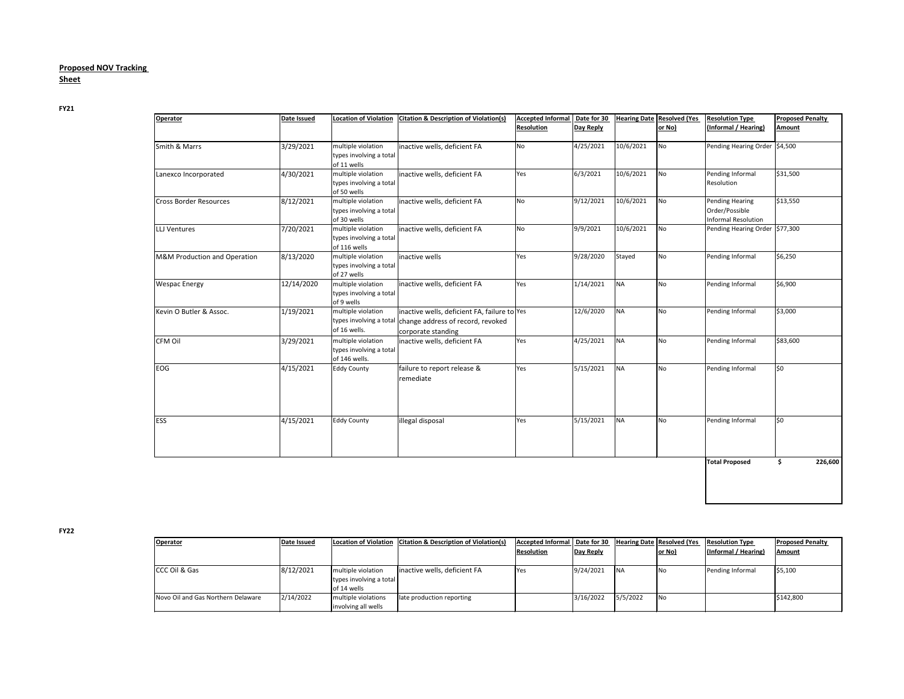**Proposed NOV Tracking Sheet**

**FY21**

| Operator | Date Issued | Location of Violation | Citation & Description of Violation(s) | Accepted Informal Resolution | Date for 30 Day Reply | Hearing Date | Resolved (Yes or No) | Resolution Type (Informal / Hearing) | Proposed Penalty Amount |
|---|---|---|---|---|---|---|---|---|---|
| Smith & Marrs | 3/29/2021 | multiple violation types involving a total of 11 wells | inactive wells, deficient FA | No | 4/25/2021 | 10/6/2021 | No | Pending Hearing Order | $4,500 |
| Lanexco Incorporated | 4/30/2021 | multiple violation types involving a total of 50 wells | inactive wells, deficient FA | Yes | 6/3/2021 | 10/6/2021 | No | Pending Informal Resolution | $31,500 |
| Cross Border Resources | 8/12/2021 | multiple violation types involving a total of 30 wells | inactive wells, deficient FA | No | 9/12/2021 | 10/6/2021 | No | Pending Hearing Order/Possible Informal Resolution | $13,550 |
| LLJ Ventures | 7/20/2021 | multiple violation types involving a total of 116 wells | inactive wells, deficient FA | No | 9/9/2021 | 10/6/2021 | No | Pending Hearing Order | $77,300 |
| M&M Production and Operation | 8/13/2020 | multiple violation types involving a total of 27 wells | inactive wells | Yes | 9/28/2020 | Stayed | No | Pending Informal | $6,250 |
| Wespac Energy | 12/14/2020 | multiple violation types involving a total of 9 wells | inactive wells, deficient FA | Yes | 1/14/2021 | NA | No | Pending Informal | $6,900 |
| Kevin O Butler & Assoc. | 1/19/2021 | multiple violation types involving a total of 16 wells. | inactive wells, deficient FA, failure to change address of record, revoked corporate standing | Yes | 12/6/2020 | NA | No | Pending Informal | $3,000 |
| CFM Oil | 3/29/2021 | multiple violation types involving a total of 146 wells. | inactive wells, deficient FA | Yes | 4/25/2021 | NA | No | Pending Informal | $83,600 |
| EOG | 4/15/2021 | Eddy County | failure to report release & remediate | Yes | 5/15/2021 | NA | No | Pending Informal | $0 |
| ESS | 4/15/2021 | Eddy County | illegal disposal | Yes | 5/15/2021 | NA | No | Pending Informal | $0 |
| | | | | | | | | **Total Proposed** | **$ 226,600** |

**FY22**

| Operator | Date Issued | Location of Violation | Citation & Description of Violation(s) | Accepted Informal Resolution | Date for 30 Day Reply | Hearing Date | Resolved (Yes or No) | Resolution Type (Informal / Hearing) | Proposed Penalty Amount |
|---|---|---|---|---|---|---|---|---|---|
| CCC Oil & Gas | 8/12/2021 | multiple violation types involving a total of 14 wells | inactive wells, deficient FA | Yes | 9/24/2021 | NA | No | Pending Informal | $5,100 |
| Novo Oil and Gas Northern Delaware | 2/14/2022 | multiple violations involving all wells | late production reporting | | 3/16/2022 | 5/5/2022 | No | | $142,800 |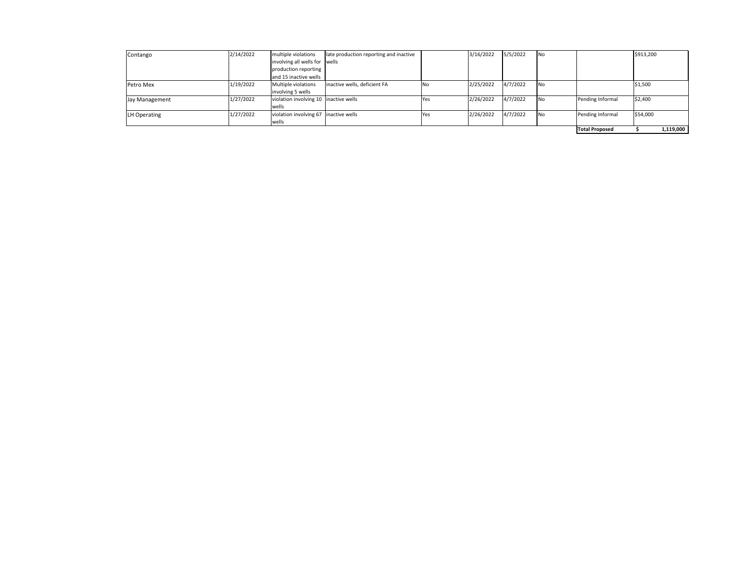| | | | | | | | | | |
|---|---|---|---|---|---|---|---|---|---|
| Contango | 2/14/2022 | multiple violations involving all wells for production reporting and 15 inactive wells | late production reporting and inactive wells | | 3/16/2022 | 5/5/2022 | No | | $913,200 |
| Petro Mex | 1/19/2022 | Multiple violations involving 5 wells | inactive wells, deficient FA | No | 2/25/2022 | 4/7/2022 | No | | $1,500 |
| Jay Management | 1/27/2022 | violation involving 10 wells | inactive wells | Yes | 2/26/2022 | 4/7/2022 | No | Pending Informal | $2,400 |
| LH Operating | 1/27/2022 | violation involving 67 wells | inactive wells | Yes | 2/26/2022 | 4/7/2022 | No | Pending Informal | $54,000 |
| | | | | | | | | **Total Proposed** | **$ 1,119,000** |